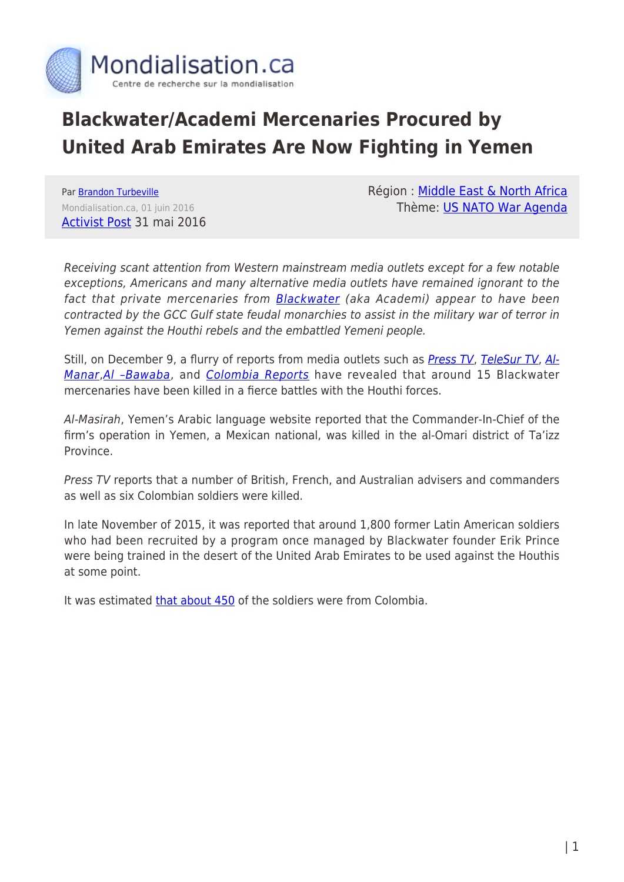# Blackwater/Academi Mercenaries Procured by United Arab Emirates Are Now Fighting in Yemen

Par Brandon Turbeville
Mondialisation.ca, 01 juin 2016
Activist Post 31 mai 2016

Région : Middle East & North Africa
Thème: US NATO War Agenda

*Receiving scant attention from Western mainstream media outlets except for a few notable exceptions, Americans and many alternative media outlets have remained ignorant to the fact that private mercenaries from Blackwater (aka Academi) appear to have been contracted by the GCC Gulf state feudal monarchies to assist in the military war of terror in Yemen against the Houthi rebels and the embattled Yemeni people.*

Still, on December 9, a flurry of reports from media outlets such as *Press TV*, *TeleSur TV*, *Al-Manar*,*Al –Bawaba*, and *Colombia Reports* have revealed that around 15 Blackwater mercenaries have been killed in a fierce battles with the Houthi forces.

*Al-Masirah*, Yemen's Arabic language website reported that the Commander-In-Chief of the firm's operation in Yemen, a Mexican national, was killed in the al-Omari district of Ta'izz Province.

*Press TV* reports that a number of British, French, and Australian advisers and commanders as well as six Colombian soldiers were killed.

In late November of 2015, it was reported that around 1,800 former Latin American soldiers who had been recruited by a program once managed by Blackwater founder Erik Prince were being trained in the desert of the United Arab Emirates to be used against the Houthis at some point.

It was estimated that about 450 of the soldiers were from Colombia.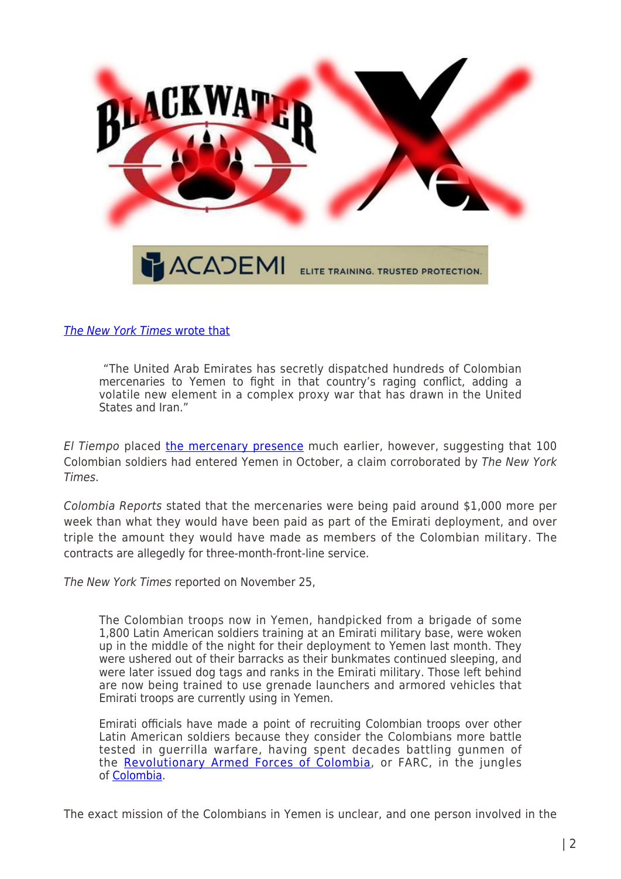[*The New York Times* wrote that](#)

> "The United Arab Emirates has secretly dispatched hundreds of Colombian mercenaries to Yemen to fight in that country's raging conflict, adding a volatile new element in a complex proxy war that has drawn in the United States and Iran."

*El Tiempo* placed [the mercenary presence](#) much earlier, however, suggesting that 100 Colombian soldiers had entered Yemen in October, a claim corroborated by *The New York Times*.

*Colombia Reports* stated that the mercenaries were being paid around $1,000 more per week than what they would have been paid as part of the Emirati deployment, and over triple the amount they would have made as members of the Colombian military. The contracts are allegedly for three-month-front-line service.

*The New York Times* reported on November 25,

> The Colombian troops now in Yemen, handpicked from a brigade of some 1,800 Latin American soldiers training at an Emirati military base, were woken up in the middle of the night for their deployment to Yemen last month. They were ushered out of their barracks as their bunkmates continued sleeping, and were later issued dog tags and ranks in the Emirati military. Those left behind are now being trained to use grenade launchers and armored vehicles that Emirati troops are currently using in Yemen.
>
> Emirati officials have made a point of recruiting Colombian troops over other Latin American soldiers because they consider the Colombians more battle tested in guerrilla warfare, having spent decades battling gunmen of the [Revolutionary Armed Forces of Colombia](#), or FARC, in the jungles of [Colombia](#).

The exact mission of the Colombians in Yemen is unclear, and one person involved in the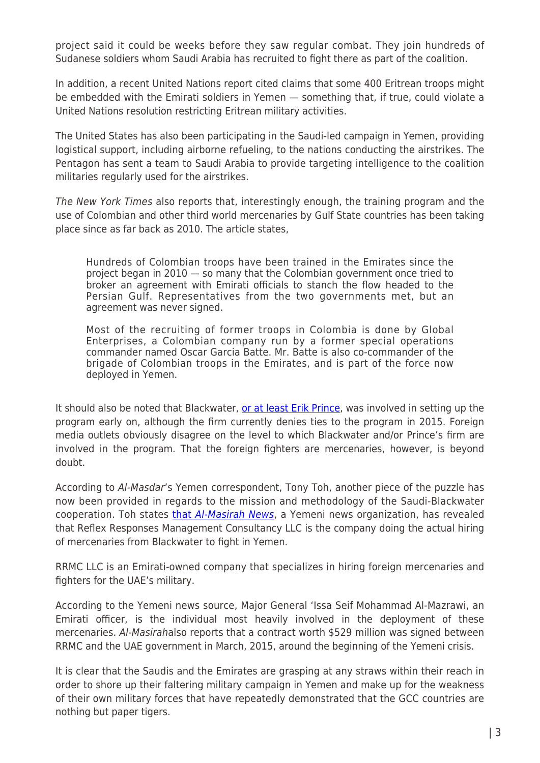project said it could be weeks before they saw regular combat. They join hundreds of Sudanese soldiers whom Saudi Arabia has recruited to fight there as part of the coalition.

In addition, a recent United Nations report cited claims that some 400 Eritrean troops might be embedded with the Emirati soldiers in Yemen — something that, if true, could violate a United Nations resolution restricting Eritrean military activities.

The United States has also been participating in the Saudi-led campaign in Yemen, providing logistical support, including airborne refueling, to the nations conducting the airstrikes. The Pentagon has sent a team to Saudi Arabia to provide targeting intelligence to the coalition militaries regularly used for the airstrikes.

*The New York Times* also reports that, interestingly enough, the training program and the use of Colombian and other third world mercenaries by Gulf State countries has been taking place since as far back as 2010. The article states,

> Hundreds of Colombian troops have been trained in the Emirates since the project began in 2010 — so many that the Colombian government once tried to broker an agreement with Emirati officials to stanch the flow headed to the Persian Gulf. Representatives from the two governments met, but an agreement was never signed.
>
> Most of the recruiting of former troops in Colombia is done by Global Enterprises, a Colombian company run by a former special operations commander named Oscar Garcia Batte. Mr. Batte is also co-commander of the brigade of Colombian troops in the Emirates, and is part of the force now deployed in Yemen.

It should also be noted that Blackwater, [or at least Erik Prince](), was involved in setting up the program early on, although the firm currently denies ties to the program in 2015. Foreign media outlets obviously disagree on the level to which Blackwater and/or Prince's firm are involved in the program. That the foreign fighters are mercenaries, however, is beyond doubt.

According to *Al-Masdar*'s Yemen correspondent, Tony Toh, another piece of the puzzle has now been provided in regards to the mission and methodology of the Saudi-Blackwater cooperation. Toh states [that *Al-Masirah News*](), a Yemeni news organization, has revealed that Reflex Responses Management Consultancy LLC is the company doing the actual hiring of mercenaries from Blackwater to fight in Yemen.

RRMC LLC is an Emirati-owned company that specializes in hiring foreign mercenaries and fighters for the UAE's military.

According to the Yemeni news source, Major General 'Issa Seif Mohammad Al-Mazrawi, an Emirati officer, is the individual most heavily involved in the deployment of these mercenaries. *Al-Masirah*also reports that a contract worth $529 million was signed between RRMC and the UAE government in March, 2015, around the beginning of the Yemeni crisis.

It is clear that the Saudis and the Emirates are grasping at any straws within their reach in order to shore up their faltering military campaign in Yemen and make up for the weakness of their own military forces that have repeatedly demonstrated that the GCC countries are nothing but paper tigers.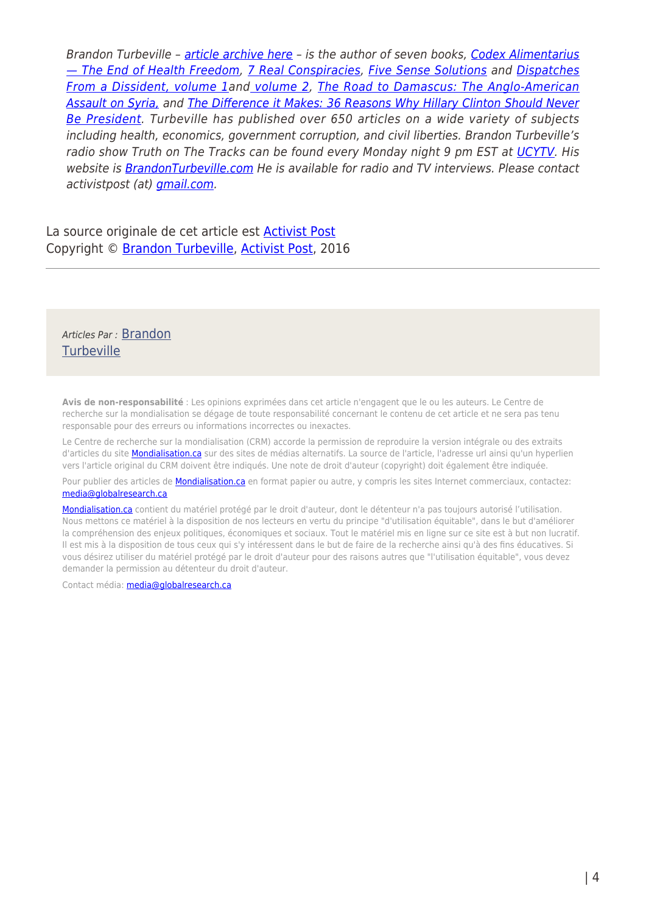*Brandon Turbeville – article archive here – is the author of seven books, Codex Alimentarius — The End of Health Freedom, 7 Real Conspiracies, Five Sense Solutions and Dispatches From a Dissident, volume 1and volume 2, The Road to Damascus: The Anglo-American Assault on Syria, and The Difference it Makes: 36 Reasons Why Hillary Clinton Should Never Be President. Turbeville has published over 650 articles on a wide variety of subjects including health, economics, government corruption, and civil liberties. Brandon Turbeville's radio show Truth on The Tracks can be found every Monday night 9 pm EST at UCYTV. His website is BrandonTurbeville.com He is available for radio and TV interviews. Please contact activistpost (at) gmail.com.*

La source originale de cet article est Activist Post
Copyright © Brandon Turbeville, Activist Post, 2016

---

*Articles Par :* Brandon Turbeville

**Avis de non-responsabilité** : Les opinions exprimées dans cet article n'engagent que le ou les auteurs. Le Centre de recherche sur la mondialisation se dégage de toute responsabilité concernant le contenu de cet article et ne sera pas tenu responsable pour des erreurs ou informations incorrectes ou inexactes.

Le Centre de recherche sur la mondialisation (CRM) accorde la permission de reproduire la version intégrale ou des extraits d'articles du site Mondialisation.ca sur des sites de médias alternatifs. La source de l'article, l'adresse url ainsi qu'un hyperlien vers l'article original du CRM doivent être indiqués. Une note de droit d'auteur (copyright) doit également être indiquée.

Pour publier des articles de Mondialisation.ca en format papier ou autre, y compris les sites Internet commerciaux, contactez: media@globalresearch.ca

Mondialisation.ca contient du matériel protégé par le droit d'auteur, dont le détenteur n'a pas toujours autorisé l'utilisation. Nous mettons ce matériel à la disposition de nos lecteurs en vertu du principe "d'utilisation équitable", dans le but d'améliorer la compréhension des enjeux politiques, économiques et sociaux. Tout le matériel mis en ligne sur ce site est à but non lucratif. Il est mis à la disposition de tous ceux qui s'y intéressent dans le but de faire de la recherche ainsi qu'à des fins éducatives. Si vous désirez utiliser du matériel protégé par le droit d'auteur pour des raisons autres que "l'utilisation équitable", vous devez demander la permission au détenteur du droit d'auteur.

Contact média: media@globalresearch.ca